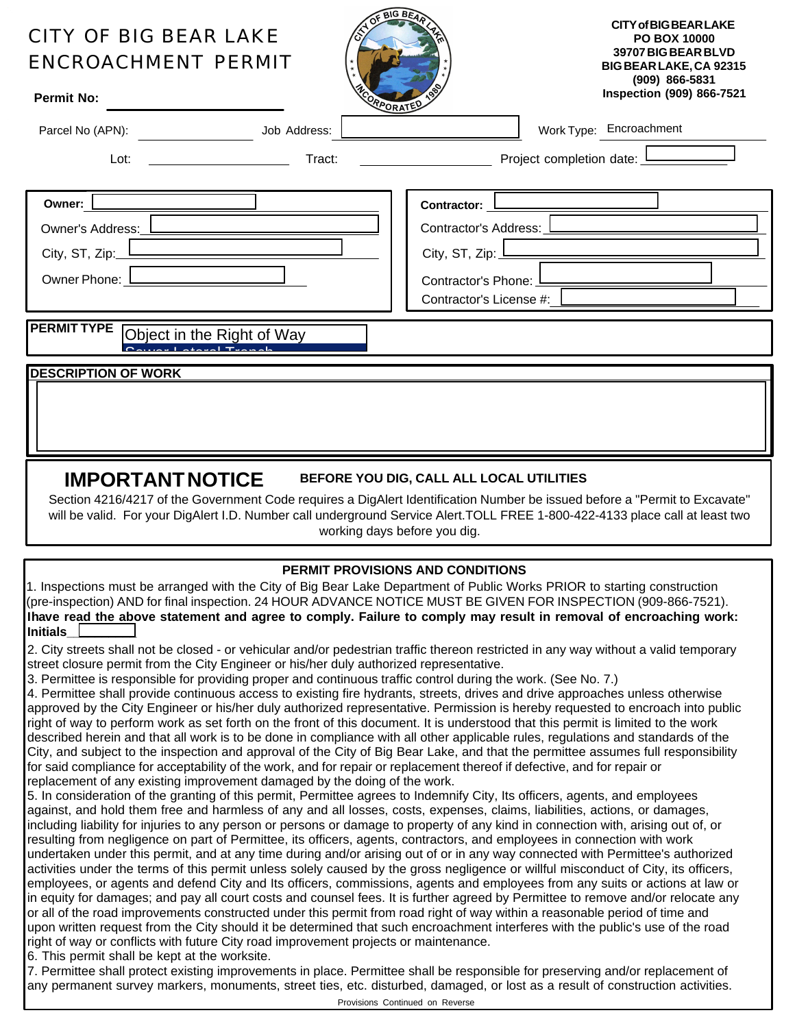# CITY OF BIG BEAR LAKE ENCROACHMENT PERMIT

**Permit No:** ______________

**CITY of BIG BEAR LAKE**
**PO BOX 10000**
**39707 BIG BEAR BLVD**
**BIG BEAR LAKE, CA 92315**
**(909) 866-5831**
**Inspection (909) 866-7521**

Parcel No (APN): ______________ Job Address: ______________ Work Type: Encroachment

Lot: ______________ Tract: ______________ Project completion date: ______________

**Owner:** ______________
Owner's Address: ______________
City, ST, Zip: ______________
Owner Phone: ______________

**Contractor:** ______________
Contractor's Address: ______________
City, ST, Zip: ______________
Contractor's Phone: ______________
Contractor's License #: ______________

**PERMIT TYPE** Object in the Right of Way

**DESCRIPTION OF WORK**

## IMPORTANT NOTICE

**BEFORE YOU DIG, CALL ALL LOCAL UTILITIES**

Section 4216/4217 of the Government Code requires a DigAlert Identification Number be issued before a "Permit to Excavate" will be valid. For your DigAlert I.D. Number call underground Service Alert.TOLL FREE 1-800-422-4133 place call at least two working days before you dig.

### PERMIT PROVISIONS AND CONDITIONS

1. Inspections must be arranged with the City of Big Bear Lake Department of Public Works PRIOR to starting construction (pre-inspection) AND for final inspection. 24 HOUR ADVANCE NOTICE MUST BE GIVEN FOR INSPECTION (909-866-7521).
**Ihave read the above statement and agree to comply. Failure to comply may result in removal of encroaching work: Initials__________**
2. City streets shall not be closed - or vehicular and/or pedestrian traffic thereon restricted in any way without a valid temporary street closure permit from the City Engineer or his/her duly authorized representative.
3. Permittee is responsible for providing proper and continuous traffic control during the work. (See No. 7.)
4. Permittee shall provide continuous access to existing fire hydrants, streets, drives and drive approaches unless otherwise approved by the City Engineer or his/her duly authorized representative. Permission is hereby requested to encroach into public right of way to perform work as set forth on the front of this document. It is understood that this permit is limited to the work described herein and that all work is to be done in compliance with all other applicable rules, regulations and standards of the City, and subject to the inspection and approval of the City of Big Bear Lake, and that the permittee assumes full responsibility for said compliance for acceptability of the work, and for repair or replacement thereof if defective, and for repair or replacement of any existing improvement damaged by the doing of the work.
5. In consideration of the granting of this permit, Permittee agrees to Indemnify City, Its officers, agents, and employees against, and hold them free and harmless of any and all losses, costs, expenses, claims, liabilities, actions, or damages, including liability for injuries to any person or persons or damage to property of any kind in connection with, arising out of, or resulting from negligence on part of Permittee, its officers, agents, contractors, and employees in connection with work undertaken under this permit, and at any time during and/or arising out of or in any way connected with Permittee's authorized activities under the terms of this permit unless solely caused by the gross negligence or willful misconduct of City, its officers, employees, or agents and defend City and Its officers, commissions, agents and employees from any suits or actions at law or in equity for damages; and pay all court costs and counsel fees. It is further agreed by Permittee to remove and/or relocate any or all of the road improvements constructed under this permit from road right of way within a reasonable period of time and upon written request from the City should it be determined that such encroachment interferes with the public's use of the road right of way or conflicts with future City road improvement projects or maintenance.
6. This permit shall be kept at the worksite.
7. Permittee shall protect existing improvements in place. Permittee shall be responsible for preserving and/or replacement of any permanent survey markers, monuments, street ties, etc. disturbed, damaged, or lost as a result of construction activities.

Provisions Continued on Reverse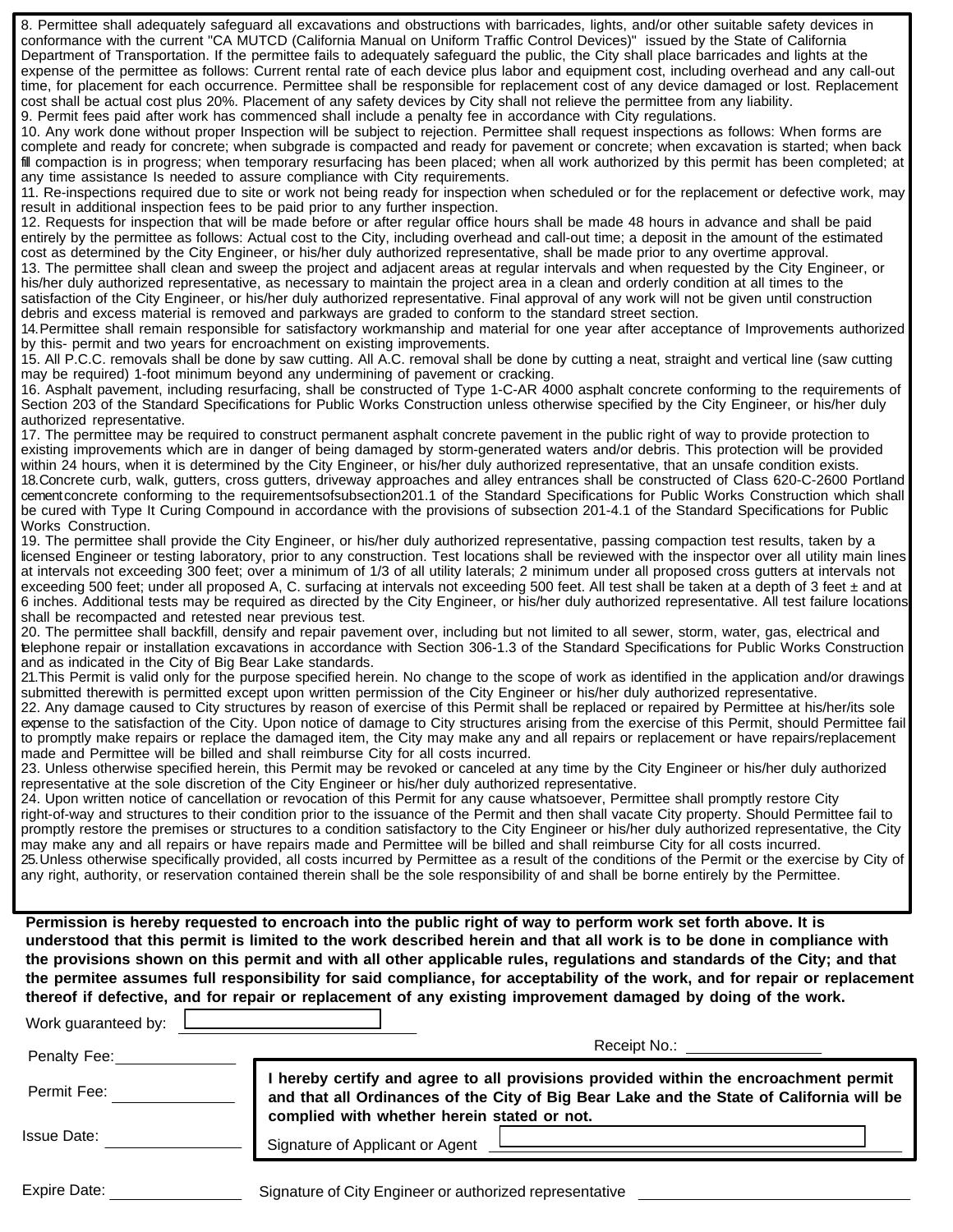8. Permittee shall adequately safeguard all excavations and obstructions with barricades, lights, and/or other suitable safety devices in conformance with the current "CA MUTCD (California Manual on Uniform Traffic Control Devices)" issued by the State of California Department of Transportation. If the permittee fails to adequately safeguard the public, the City shall place barricades and lights at the expense of the permittee as follows: Current rental rate of each device plus labor and equipment cost, including overhead and any call-out time, for placement for each occurrence. Permittee shall be responsible for replacement cost of any device damaged or lost. Replacement cost shall be actual cost plus 20%. Placement of any safety devices by City shall not relieve the permittee from any liability.

9. Permit fees paid after work has commenced shall include a penalty fee in accordance with City regulations.

10. Any work done without proper Inspection will be subject to rejection. Permittee shall request inspections as follows: When forms are complete and ready for concrete; when subgrade is compacted and ready for pavement or concrete; when excavation is started; when back fill compaction is in progress; when temporary resurfacing has been placed; when all work authorized by this permit has been completed; at any time assistance Is needed to assure compliance with City requirements.

11. Re-inspections required due to site or work not being ready for inspection when scheduled or for the replacement or defective work, may result in additional inspection fees to be paid prior to any further inspection.

12. Requests for inspection that will be made before or after regular office hours shall be made 48 hours in advance and shall be paid entirely by the permittee as follows: Actual cost to the City, including overhead and call-out time; a deposit in the amount of the estimated cost as determined by the City Engineer, or his/her duly authorized representative, shall be made prior to any overtime approval.

13. The permittee shall clean and sweep the project and adjacent areas at regular intervals and when requested by the City Engineer, or his/her duly authorized representative, as necessary to maintain the project area in a clean and orderly condition at all times to the satisfaction of the City Engineer, or his/her duly authorized representative. Final approval of any work will not be given until construction debris and excess material is removed and parkways are graded to conform to the standard street section.

14. Permittee shall remain responsible for satisfactory workmanship and material for one year after acceptance of Improvements authorized by this- permit and two years for encroachment on existing improvements.

15. All P.C.C. removals shall be done by saw cutting. All A.C. removal shall be done by cutting a neat, straight and vertical line (saw cutting may be required) 1-foot minimum beyond any undermining of pavement or cracking.

16. Asphalt pavement, including resurfacing, shall be constructed of Type 1-C-AR 4000 asphalt concrete conforming to the requirements of Section 203 of the Standard Specifications for Public Works Construction unless otherwise specified by the City Engineer, or his/her duly authorized representative.

17. The permittee may be required to construct permanent asphalt concrete pavement in the public right of way to provide protection to existing improvements which are in danger of being damaged by storm-generated waters and/or debris. This protection will be provided within 24 hours, when it is determined by the City Engineer, or his/her duly authorized representative, that an unsafe condition exists.

18. Concrete curb, walk, gutters, cross gutters, driveway approaches and alley entrances shall be constructed of Class 620-C-2600 Portland cement concrete conforming to the requirements of subsection 201.1 of the Standard Specifications for Public Works Construction which shall be cured with Type It Curing Compound in accordance with the provisions of subsection 201-4.1 of the Standard Specifications for Public Works Construction.

19. The permittee shall provide the City Engineer, or his/her duly authorized representative, passing compaction test results, taken by a licensed Engineer or testing laboratory, prior to any construction. Test locations shall be reviewed with the inspector over all utility main lines at intervals not exceeding 300 feet; over a minimum of 1/3 of all utility laterals; 2 minimum under all proposed cross gutters at intervals not exceeding 500 feet; under all proposed A, C. surfacing at intervals not exceeding 500 feet. All test shall be taken at a depth of 3 feet ± and at 6 inches. Additional tests may be required as directed by the City Engineer, or his/her duly authorized representative. All test failure locations shall be recompacted and retested near previous test.

20. The permittee shall backfill, densify and repair pavement over, including but not limited to all sewer, storm, water, gas, electrical and telephone repair or installation excavations in accordance with Section 306-1.3 of the Standard Specifications for Public Works Construction and as indicated in the City of Big Bear Lake standards.

21. This Permit is valid only for the purpose specified herein. No change to the scope of work as identified in the application and/or drawings submitted therewith is permitted except upon written permission of the City Engineer or his/her duly authorized representative.

22. Any damage caused to City structures by reason of exercise of this Permit shall be replaced or repaired by Permittee at his/her/its sole expense to the satisfaction of the City. Upon notice of damage to City structures arising from the exercise of this Permit, should Permittee fail to promptly make repairs or replace the damaged item, the City may make any and all repairs or replacement or have repairs/replacement made and Permittee will be billed and shall reimburse City for all costs incurred.

23. Unless otherwise specified herein, this Permit may be revoked or canceled at any time by the City Engineer or his/her duly authorized representative at the sole discretion of the City Engineer or his/her duly authorized representative.

24. Upon written notice of cancellation or revocation of this Permit for any cause whatsoever, Permittee shall promptly restore City right-of-way and structures to their condition prior to the issuance of the Permit and then shall vacate City property. Should Permittee fail to promptly restore the premises or structures to a condition satisfactory to the City Engineer or his/her duly authorized representative, the City may make any and all repairs or have repairs made and Permittee will be billed and shall reimburse City for all costs incurred.

25. Unless otherwise specifically provided, all costs incurred by Permittee as a result of the conditions of the Permit or the exercise by City of any right, authority, or reservation contained therein shall be the sole responsibility of and shall be borne entirely by the Permittee.

**Permission is hereby requested to encroach into the public right of way to perform work set forth above. It is understood that this permit is limited to the work described herein and that all work is to be done in compliance with the provisions shown on this permit and with all other applicable rules, regulations and standards of the City; and that the permitee assumes full responsibility for said compliance, for acceptability of the work, and for repair or replacement thereof if defective, and for repair or replacement of any existing improvement damaged by doing of the work.**

Work guaranteed by: ____________________

Receipt No.: ____________________

Penalty Fee: ____________________

Permit Fee: ____________________

**I hereby certify and agree to all provisions provided within the encroachment permit and that all Ordinances of the City of Big Bear Lake and the State of California will be complied with whether herein stated or not.**

Issue Date: ____________________

Signature of Applicant or Agent ____________________

Expire Date: ____________________

Signature of City Engineer or authorized representative ____________________